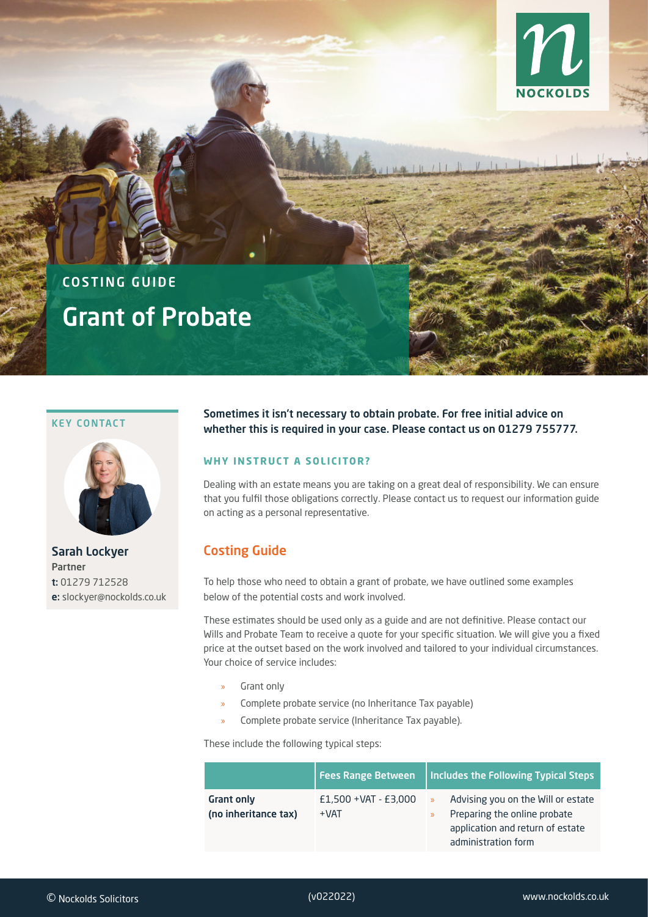NOCKOLDS

COSTING GUIDE

# Grant of Probate

**KEY CONTACT**

**Sarah Lockyer**
Partner
**t:** 01279 712528
**e:** slockyer@nockolds.co.uk

**Sometimes it isn't necessary to obtain probate. For free initial advice on whether this is required in your case. Please contact us on 01279 755777.**

### WHY INSTRUCT A SOLICITOR?

Dealing with an estate means you are taking on a great deal of responsibility. We can ensure that you fulfil those obligations correctly. Please contact us to request our information guide on acting as a personal representative.

## Costing Guide

To help those who need to obtain a grant of probate, we have outlined some examples below of the potential costs and work involved.

These estimates should be used only as a guide and are not definitive. Please contact our Wills and Probate Team to receive a quote for your specific situation. We will give you a fixed price at the outset based on the work involved and tailored to your individual circumstances. Your choice of service includes:

- Grant only
- Complete probate service (no Inheritance Tax payable)
- Complete probate service (Inheritance Tax payable).

These include the following typical steps:

| | Fees Range Between | Includes the Following Typical Steps |
|---|---|---|
| **Grant only (no inheritance tax)** | £1,500 +VAT - £3,000 +VAT | » Advising you on the Will or estate<br>» Preparing the online probate application and return of estate administration form |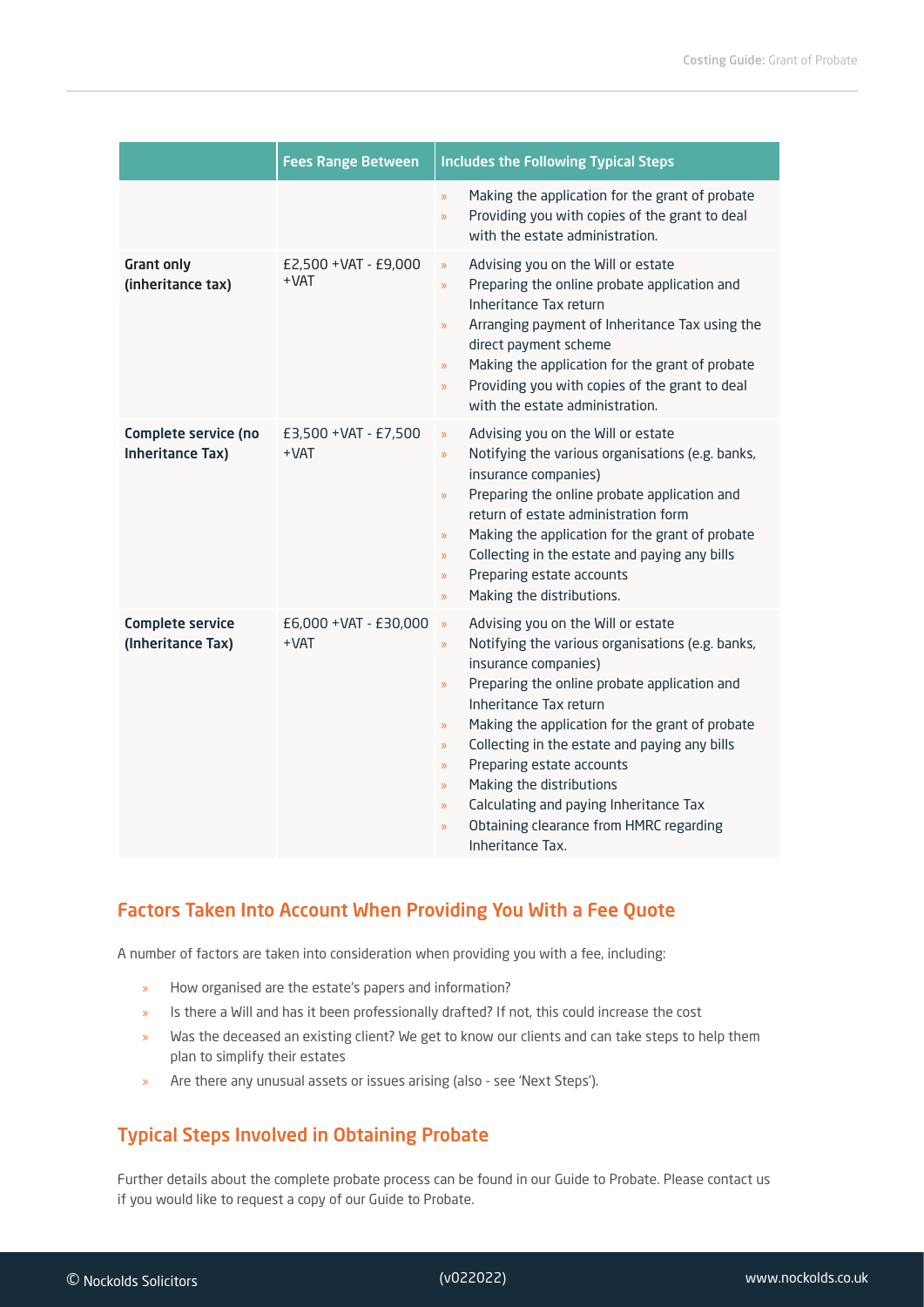| | Fees Range Between | Includes the Following Typical Steps |
|---|---|---|
| | | » Making the application for the grant of probate<br>» Providing you with copies of the grant to deal with the estate administration. |
| **Grant only (inheritance tax)** | £2,500 +VAT - £9,000 +VAT | » Advising you on the Will or estate<br>» Preparing the online probate application and Inheritance Tax return<br>» Arranging payment of Inheritance Tax using the direct payment scheme<br>» Making the application for the grant of probate<br>» Providing you with copies of the grant to deal with the estate administration. |
| **Complete service (no Inheritance Tax)** | £3,500 +VAT - £7,500 +VAT | » Advising you on the Will or estate<br>» Notifying the various organisations (e.g. banks, insurance companies)<br>» Preparing the online probate application and return of estate administration form<br>» Making the application for the grant of probate<br>» Collecting in the estate and paying any bills<br>» Preparing estate accounts<br>» Making the distributions. |
| **Complete service (Inheritance Tax)** | £6,000 +VAT - £30,000 +VAT | » Advising you on the Will or estate<br>» Notifying the various organisations (e.g. banks, insurance companies)<br>» Preparing the online probate application and Inheritance Tax return<br>» Making the application for the grant of probate<br>» Collecting in the estate and paying any bills<br>» Preparing estate accounts<br>» Making the distributions<br>» Calculating and paying Inheritance Tax<br>» Obtaining clearance from HMRC regarding Inheritance Tax. |

## Factors Taken Into Account When Providing You With a Fee Quote

A number of factors are taken into consideration when providing you with a fee, including:

- How organised are the estate's papers and information?
- Is there a Will and has it been professionally drafted? If not, this could increase the cost
- Was the deceased an existing client? We get to know our clients and can take steps to help them plan to simplify their estates
- Are there any unusual assets or issues arising (also - see 'Next Steps').

## Typical Steps Involved in Obtaining Probate

Further details about the complete probate process can be found in our Guide to Probate. Please contact us if you would like to request a copy of our Guide to Probate.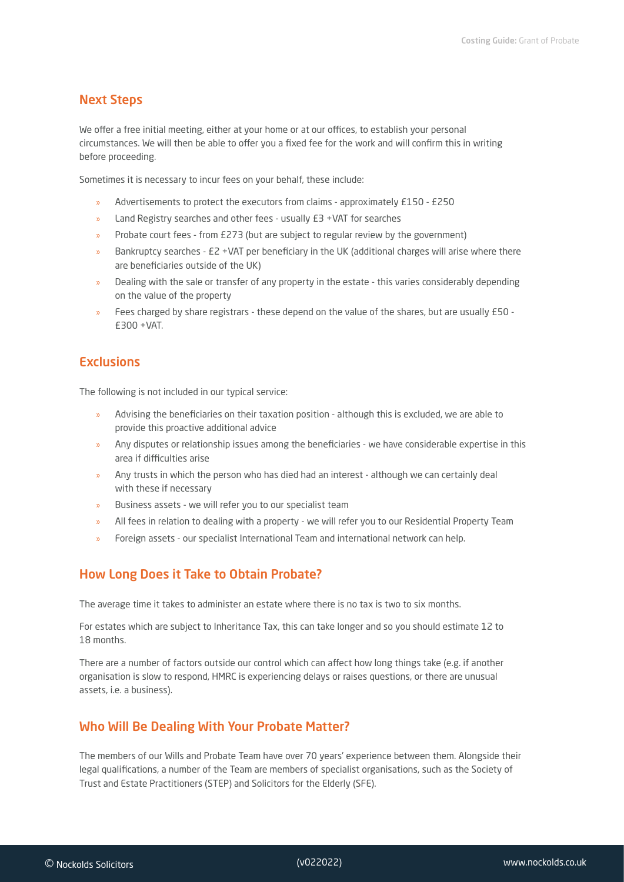## Next Steps

We offer a free initial meeting, either at your home or at our offices, to establish your personal circumstances. We will then be able to offer you a fixed fee for the work and will confirm this in writing before proceeding.

Sometimes it is necessary to incur fees on your behalf, these include:

- Advertisements to protect the executors from claims - approximately £150 - £250
- Land Registry searches and other fees - usually £3 +VAT for searches
- Probate court fees - from £273 (but are subject to regular review by the government)
- Bankruptcy searches - £2 +VAT per beneficiary in the UK (additional charges will arise where there are beneficiaries outside of the UK)
- Dealing with the sale or transfer of any property in the estate - this varies considerably depending on the value of the property
- Fees charged by share registrars - these depend on the value of the shares, but are usually £50 - £300 +VAT.

## Exclusions

The following is not included in our typical service:

- Advising the beneficiaries on their taxation position - although this is excluded, we are able to provide this proactive additional advice
- Any disputes or relationship issues among the beneficiaries - we have considerable expertise in this area if difficulties arise
- Any trusts in which the person who has died had an interest - although we can certainly deal with these if necessary
- Business assets - we will refer you to our specialist team
- All fees in relation to dealing with a property - we will refer you to our Residential Property Team
- Foreign assets - our specialist International Team and international network can help.

## How Long Does it Take to Obtain Probate?

The average time it takes to administer an estate where there is no tax is two to six months.

For estates which are subject to Inheritance Tax, this can take longer and so you should estimate 12 to 18 months.

There are a number of factors outside our control which can affect how long things take (e.g. if another organisation is slow to respond, HMRC is experiencing delays or raises questions, or there are unusual assets, i.e. a business).

## Who Will Be Dealing With Your Probate Matter?

The members of our Wills and Probate Team have over 70 years' experience between them. Alongside their legal qualifications, a number of the Team are members of specialist organisations, such as the Society of Trust and Estate Practitioners (STEP) and Solicitors for the Elderly (SFE).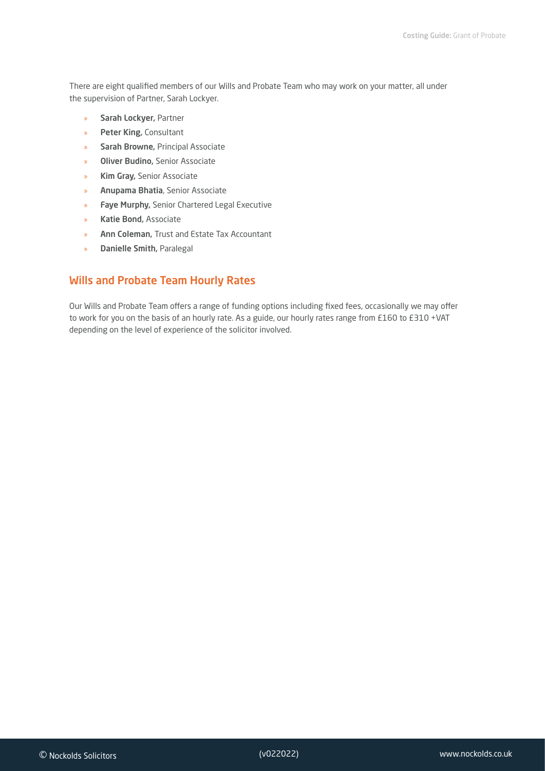There are eight qualified members of our Wills and Probate Team who may work on your matter, all under the supervision of Partner, Sarah Lockyer.

- **Sarah Lockyer,** Partner
- **Peter King,** Consultant
- **Sarah Browne,** Principal Associate
- **Oliver Budino,** Senior Associate
- **Kim Gray,** Senior Associate
- **Anupama Bhatia**, Senior Associate
- **Faye Murphy,** Senior Chartered Legal Executive
- **Katie Bond,** Associate
- **Ann Coleman,** Trust and Estate Tax Accountant
- **Danielle Smith,** Paralegal

## Wills and Probate Team Hourly Rates

Our Wills and Probate Team offers a range of funding options including fixed fees, occasionally we may offer to work for you on the basis of an hourly rate. As a guide, our hourly rates range from £160 to £310 +VAT depending on the level of experience of the solicitor involved.